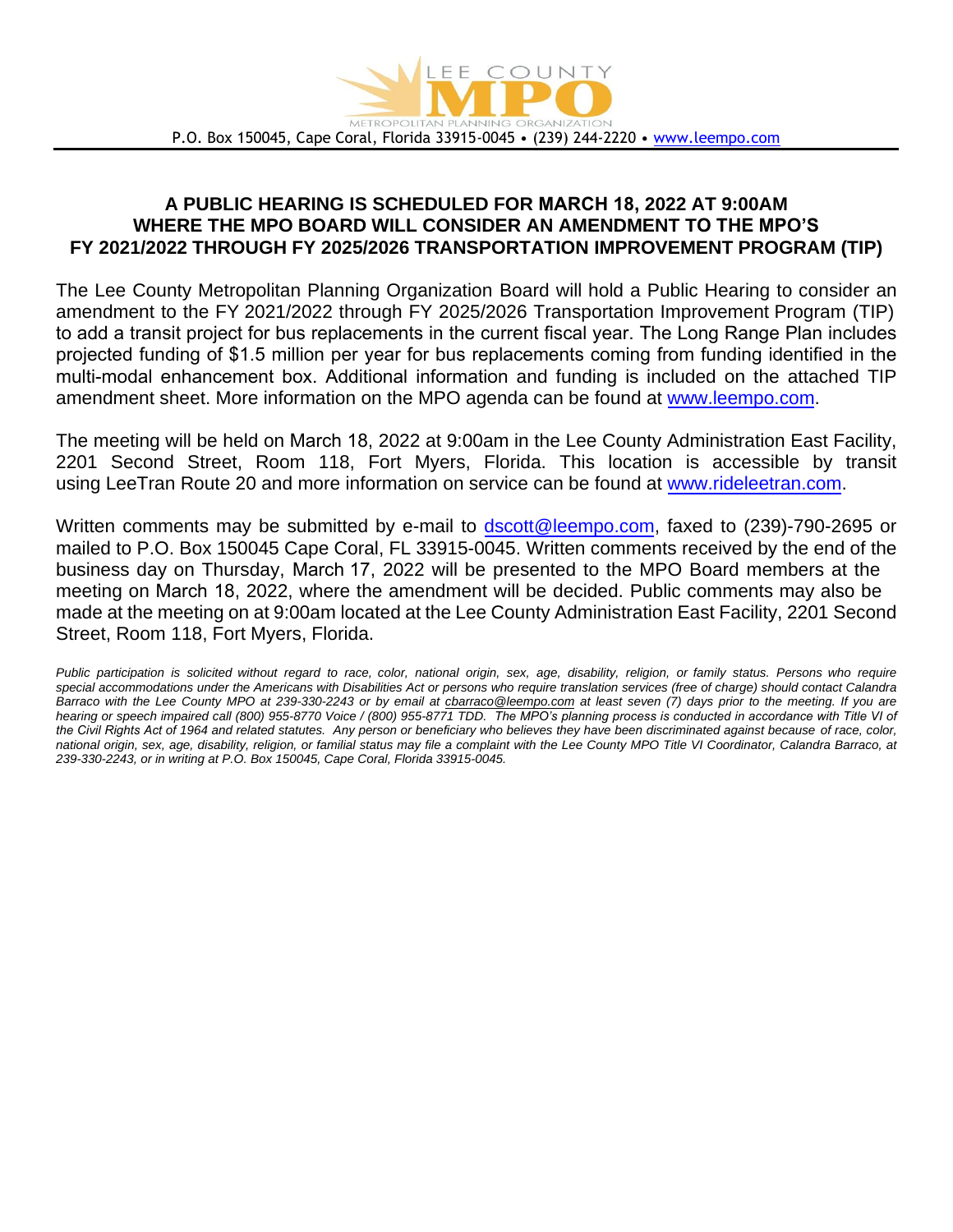LEE COUNTY MPO METROPOLITAN PLANNING ORGANIZATION

P.O. Box 150045, Cape Coral, Florida 33915-0045 • (239) 244-2220 • www.leempo.com

## A PUBLIC HEARING IS SCHEDULED FOR MARCH 18, 2022 AT 9:00AM WHERE THE MPO BOARD WILL CONSIDER AN AMENDMENT TO THE MPO'S FY 2021/2022 THROUGH FY 2025/2026 TRANSPORTATION IMPROVEMENT PROGRAM (TIP)

The Lee County Metropolitan Planning Organization Board will hold a Public Hearing to consider an amendment to the FY 2021/2022 through FY 2025/2026 Transportation Improvement Program (TIP) to add a transit project for bus replacements in the current fiscal year. The Long Range Plan includes projected funding of $1.5 million per year for bus replacements coming from funding identified in the multi-modal enhancement box. Additional information and funding is included on the attached TIP amendment sheet. More information on the MPO agenda can be found at www.leempo.com.

The meeting will be held on March 18, 2022 at 9:00am in the Lee County Administration East Facility, 2201 Second Street, Room 118, Fort Myers, Florida. This location is accessible by transit using LeeTran Route 20 and more information on service can be found at www.rideleetran.com.

Written comments may be submitted by e-mail to dscott@leempo.com, faxed to (239)-790-2695 or mailed to P.O. Box 150045 Cape Coral, FL 33915-0045. Written comments received by the end of the business day on Thursday, March 17, 2022 will be presented to the MPO Board members at the meeting on March 18, 2022, where the amendment will be decided. Public comments may also be made at the meeting on at 9:00am located at the Lee County Administration East Facility, 2201 Second Street, Room 118, Fort Myers, Florida.

*Public participation is solicited without regard to race, color, national origin, sex, age, disability, religion, or family status. Persons who require special accommodations under the Americans with Disabilities Act or persons who require translation services (free of charge) should contact Calandra Barraco with the Lee County MPO at 239-330-2243 or by email at cbarraco@leempo.com at least seven (7) days prior to the meeting. If you are hearing or speech impaired call (800) 955-8770 Voice / (800) 955-8771 TDD. The MPO's planning process is conducted in accordance with Title VI of the Civil Rights Act of 1964 and related statutes. Any person or beneficiary who believes they have been discriminated against because of race, color, national origin, sex, age, disability, religion, or familial status may file a complaint with the Lee County MPO Title VI Coordinator, Calandra Barraco, at 239-330-2243, or in writing at P.O. Box 150045, Cape Coral, Florida 33915-0045.*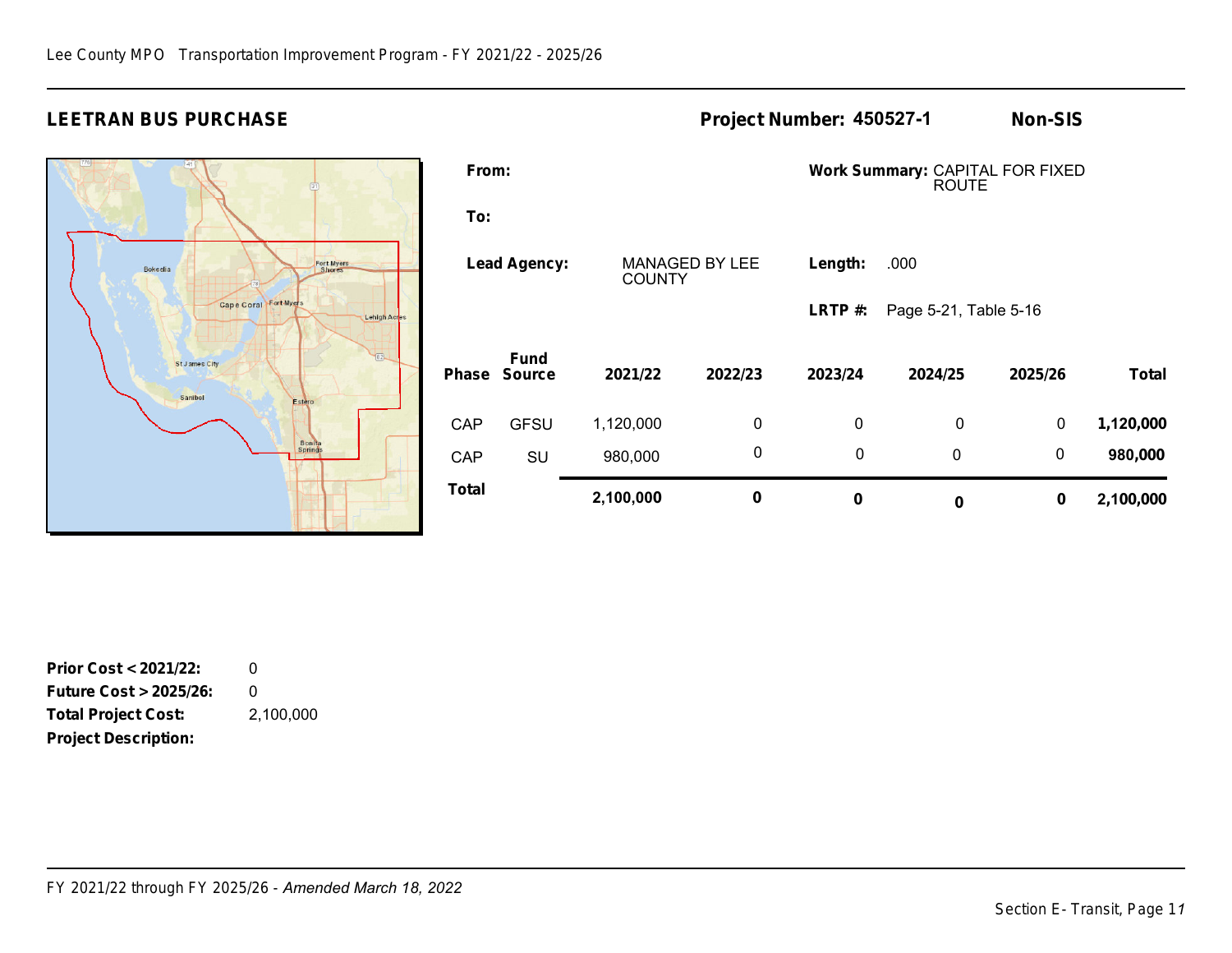## LEETRAN BUS PURCHASE

**Project Number: 450527-1** | **Non-SIS**

**From:**

**To:**

**Lead Agency:** MANAGED BY LEE COUNTY

**Work Summary:** CAPITAL FOR FIXED ROUTE

**Length:** .000

**LRTP #:** Page 5-21, Table 5-16

| Phase | Fund Source | 2021/22 | 2022/23 | 2023/24 | 2024/25 | 2025/26 | Total |
|---|---|---|---|---|---|---|---|
| CAP | GFSU | 1,120,000 | 0 | 0 | 0 | 0 | **1,120,000** |
| CAP | SU | 980,000 | 0 | 0 | 0 | 0 | **980,000** |
| **Total** | | **2,100,000** | **0** | **0** | **0** | **0** | **2,100,000** |

**Prior Cost < 2021/22:** 0

**Future Cost > 2025/26:** 0

**Total Project Cost:** 2,100,000

**Project Description:**

FY 2021/22 through FY 2025/26 - *Amended March 18, 2022*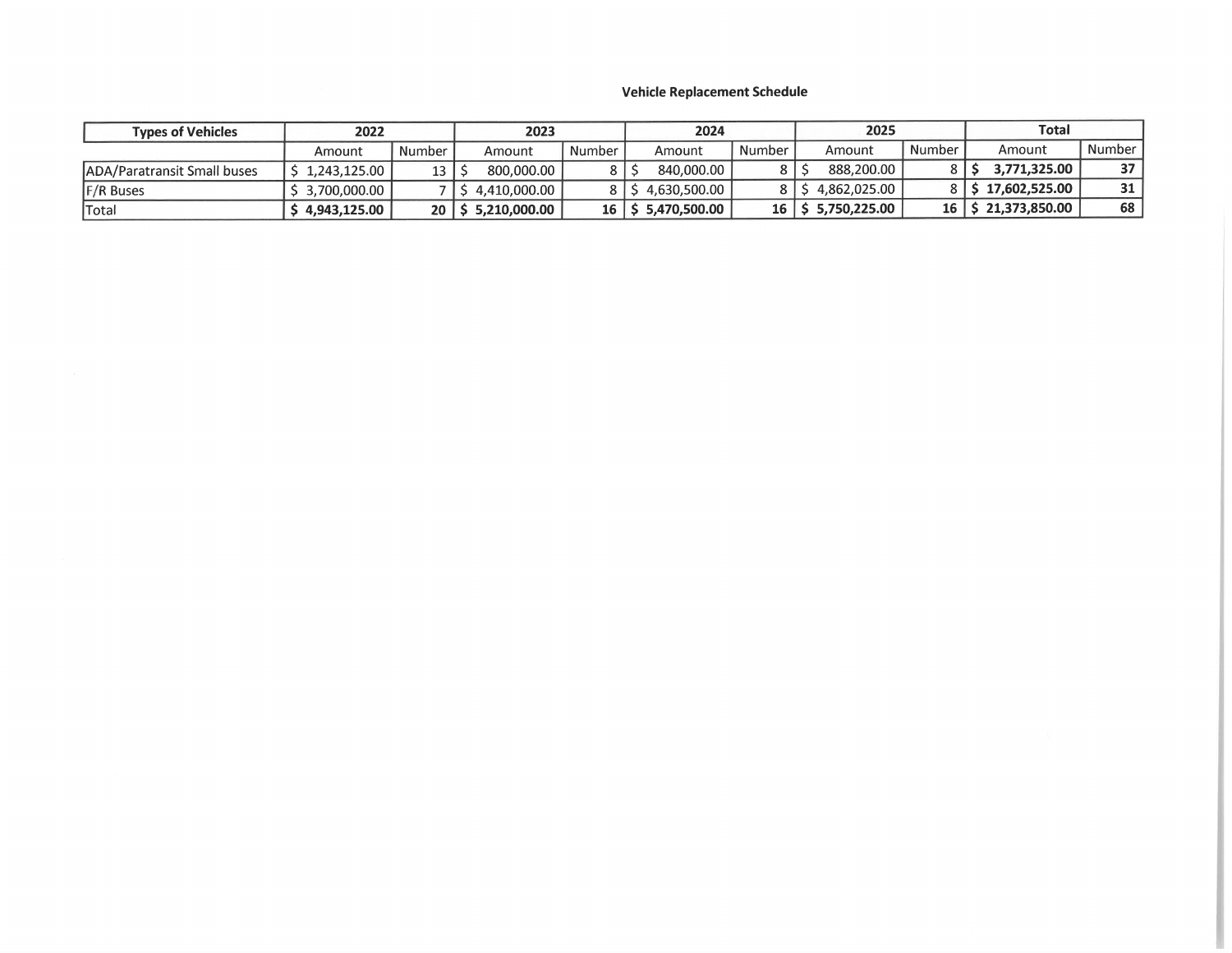**Vehicle Replacement Schedule**

| Types of Vehicles | 2022 | | 2023 | | 2024 | | 2025 | | Total | |
|---|---|---|---|---|---|---|---|---|---|---|
| | Amount | Number | Amount | Number | Amount | Number | Amount | Number | Amount | Number |
| ADA/Paratransit Small buses | $ 1,243,125.00 | 13 | $ 800,000.00 | 8 | $ 840,000.00 | 8 | $ 888,200.00 | 8 | **$ 3,771,325.00** | **37** |
| F/R Buses | $ 3,700,000.00 | 7 | $ 4,410,000.00 | 8 | $ 4,630,500.00 | 8 | $ 4,862,025.00 | 8 | **$ 17,602,525.00** | **31** |
| Total | **$ 4,943,125.00** | **20** | **$ 5,210,000.00** | **16** | **$ 5,470,500.00** | **16** | **$ 5,750,225.00** | **16** | **$ 21,373,850.00** | **68** |